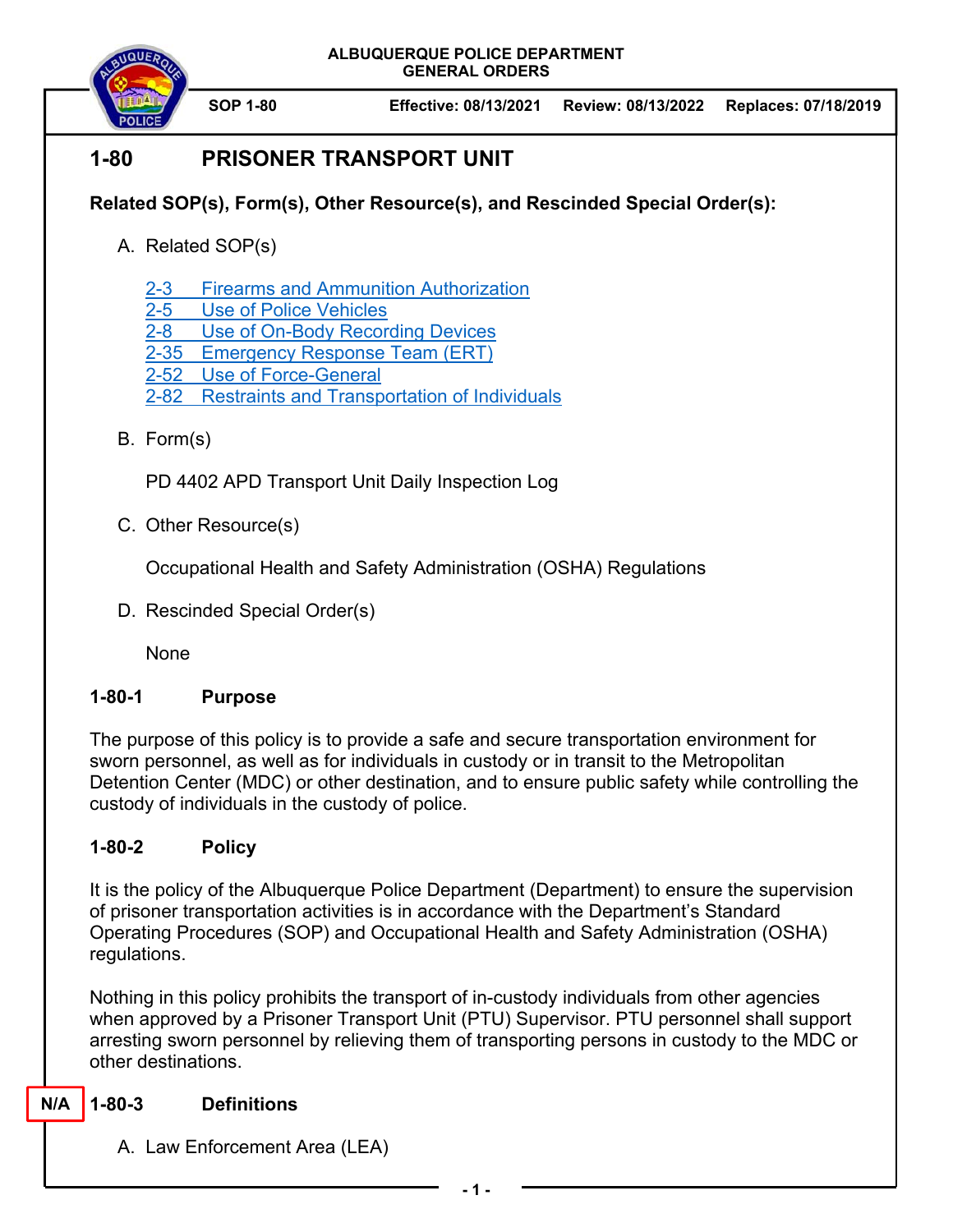ALBUQUERQUE POLICE DEPARTMENT
GENERAL ORDERS

| SOP 1-80 | Effective: 08/13/2021 | Review: 08/13/2022 | Replaces: 07/18/2019 |
|---|---|---|---|

# 1-80 PRISONER TRANSPORT UNIT

**Related SOP(s), Form(s), Other Resource(s), and Rescinded Special Order(s):**

A. Related SOP(s)

2-3 Firearms and Ammunition Authorization
2-5 Use of Police Vehicles
2-8 Use of On-Body Recording Devices
2-35 Emergency Response Team (ERT)
2-52 Use of Force-General
2-82 Restraints and Transportation of Individuals

B. Form(s)

PD 4402 APD Transport Unit Daily Inspection Log

C. Other Resource(s)

Occupational Health and Safety Administration (OSHA) Regulations

D. Rescinded Special Order(s)

None

## 1-80-1 Purpose

The purpose of this policy is to provide a safe and secure transportation environment for sworn personnel, as well as for individuals in custody or in transit to the Metropolitan Detention Center (MDC) or other destination, and to ensure public safety while controlling the custody of individuals in the custody of police.

## 1-80-2 Policy

It is the policy of the Albuquerque Police Department (Department) to ensure the supervision of prisoner transportation activities is in accordance with the Department's Standard Operating Procedures (SOP) and Occupational Health and Safety Administration (OSHA) regulations.

Nothing in this policy prohibits the transport of in-custody individuals from other agencies when approved by a Prisoner Transport Unit (PTU) Supervisor. PTU personnel shall support arresting sworn personnel by relieving them of transporting persons in custody to the MDC or other destinations.

## 1-80-3 Definitions

N/A

A. Law Enforcement Area (LEA)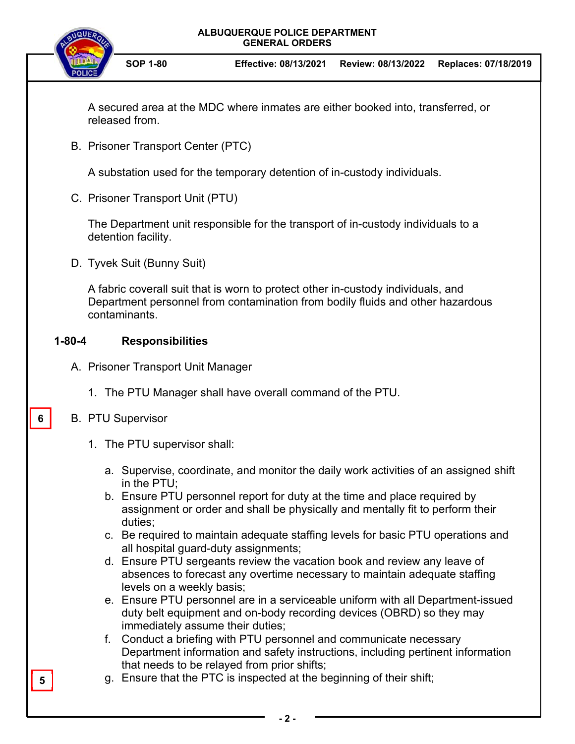A secured area at the MDC where inmates are either booked into, transferred, or released from.

B. Prisoner Transport Center (PTC)

A substation used for the temporary detention of in-custody individuals.

C. Prisoner Transport Unit (PTU)

The Department unit responsible for the transport of in-custody individuals to a detention facility.

D. Tyvek Suit (Bunny Suit)

A fabric coverall suit that is worn to protect other in-custody individuals, and Department personnel from contamination from bodily fluids and other hazardous contaminants.

## 1-80-4 Responsibilities

A. Prisoner Transport Unit Manager

1. The PTU Manager shall have overall command of the PTU.

6

B. PTU Supervisor

1. The PTU supervisor shall:

   a. Supervise, coordinate, and monitor the daily work activities of an assigned shift in the PTU;
   b. Ensure PTU personnel report for duty at the time and place required by assignment or order and shall be physically and mentally fit to perform their duties;
   c. Be required to maintain adequate staffing levels for basic PTU operations and all hospital guard-duty assignments;
   d. Ensure PTU sergeants review the vacation book and review any leave of absences to forecast any overtime necessary to maintain adequate staffing levels on a weekly basis;
   e. Ensure PTU personnel are in a serviceable uniform with all Department-issued duty belt equipment and on-body recording devices (OBRD) so they may immediately assume their duties;
   f. Conduct a briefing with PTU personnel and communicate necessary Department information and safety instructions, including pertinent information that needs to be relayed from prior shifts;

5

   g. Ensure that the PTC is inspected at the beginning of their shift;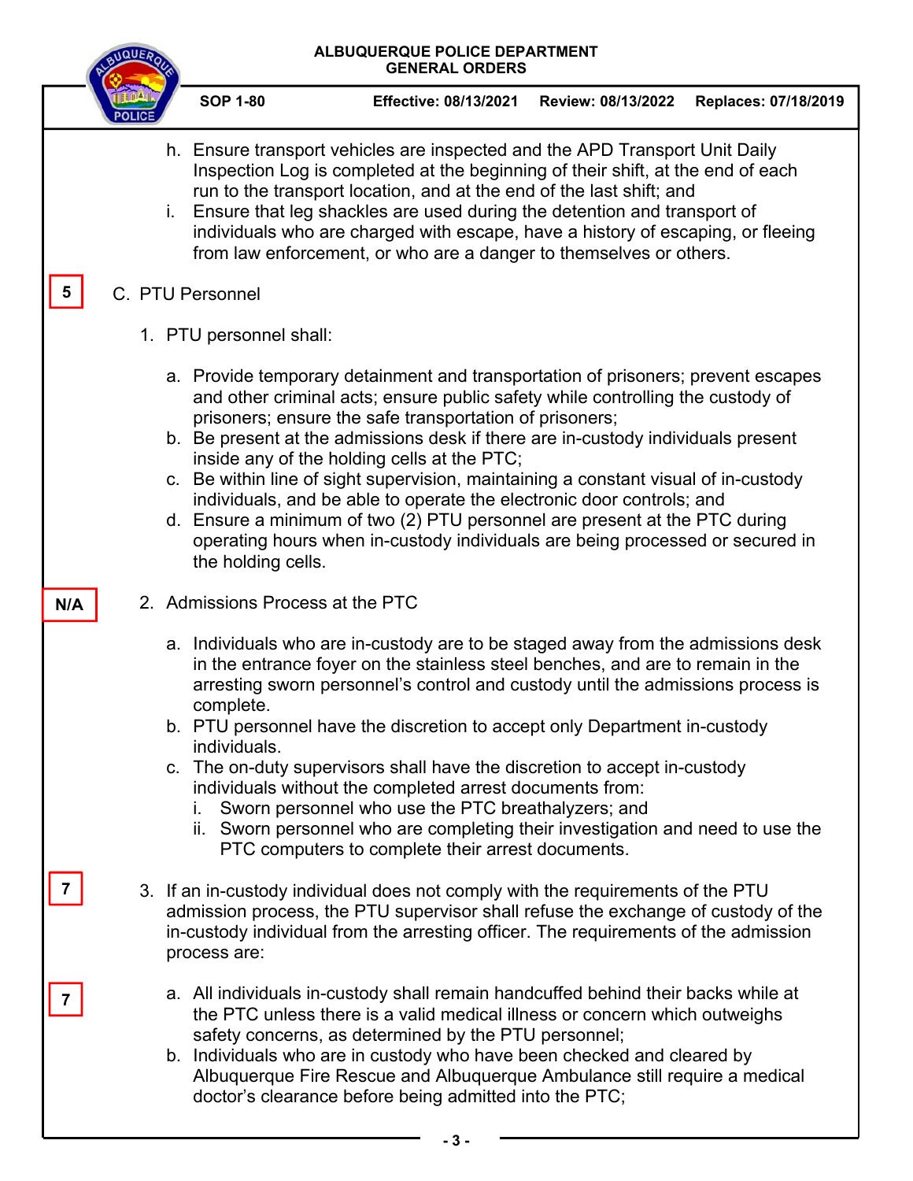h. Ensure transport vehicles are inspected and the APD Transport Unit Daily Inspection Log is completed at the beginning of their shift, at the end of each run to the transport location, and at the end of the last shift; and
i. Ensure that leg shackles are used during the detention and transport of individuals who are charged with escape, have a history of escaping, or fleeing from law enforcement, or who are a danger to themselves or others.

5

C. PTU Personnel

1. PTU personnel shall:

   a. Provide temporary detainment and transportation of prisoners; prevent escapes and other criminal acts; ensure public safety while controlling the custody of prisoners; ensure the safe transportation of prisoners;
   b. Be present at the admissions desk if there are in-custody individuals present inside any of the holding cells at the PTC;
   c. Be within line of sight supervision, maintaining a constant visual of in-custody individuals, and be able to operate the electronic door controls; and
   d. Ensure a minimum of two (2) PTU personnel are present at the PTC during operating hours when in-custody individuals are being processed or secured in the holding cells.

N/A

2. Admissions Process at the PTC

   a. Individuals who are in-custody are to be staged away from the admissions desk in the entrance foyer on the stainless steel benches, and are to remain in the arresting sworn personnel's control and custody until the admissions process is complete.
   b. PTU personnel have the discretion to accept only Department in-custody individuals.
   c. The on-duty supervisors shall have the discretion to accept in-custody individuals without the completed arrest documents from:
      i. Sworn personnel who use the PTC breathalyzers; and
      ii. Sworn personnel who are completing their investigation and need to use the PTC computers to complete their arrest documents.

7

3. If an in-custody individual does not comply with the requirements of the PTU admission process, the PTU supervisor shall refuse the exchange of custody of the in-custody individual from the arresting officer. The requirements of the admission process are:

7

   a. All individuals in-custody shall remain handcuffed behind their backs while at the PTC unless there is a valid medical illness or concern which outweighs safety concerns, as determined by the PTU personnel;
   b. Individuals who are in custody who have been checked and cleared by Albuquerque Fire Rescue and Albuquerque Ambulance still require a medical doctor's clearance before being admitted into the PTC;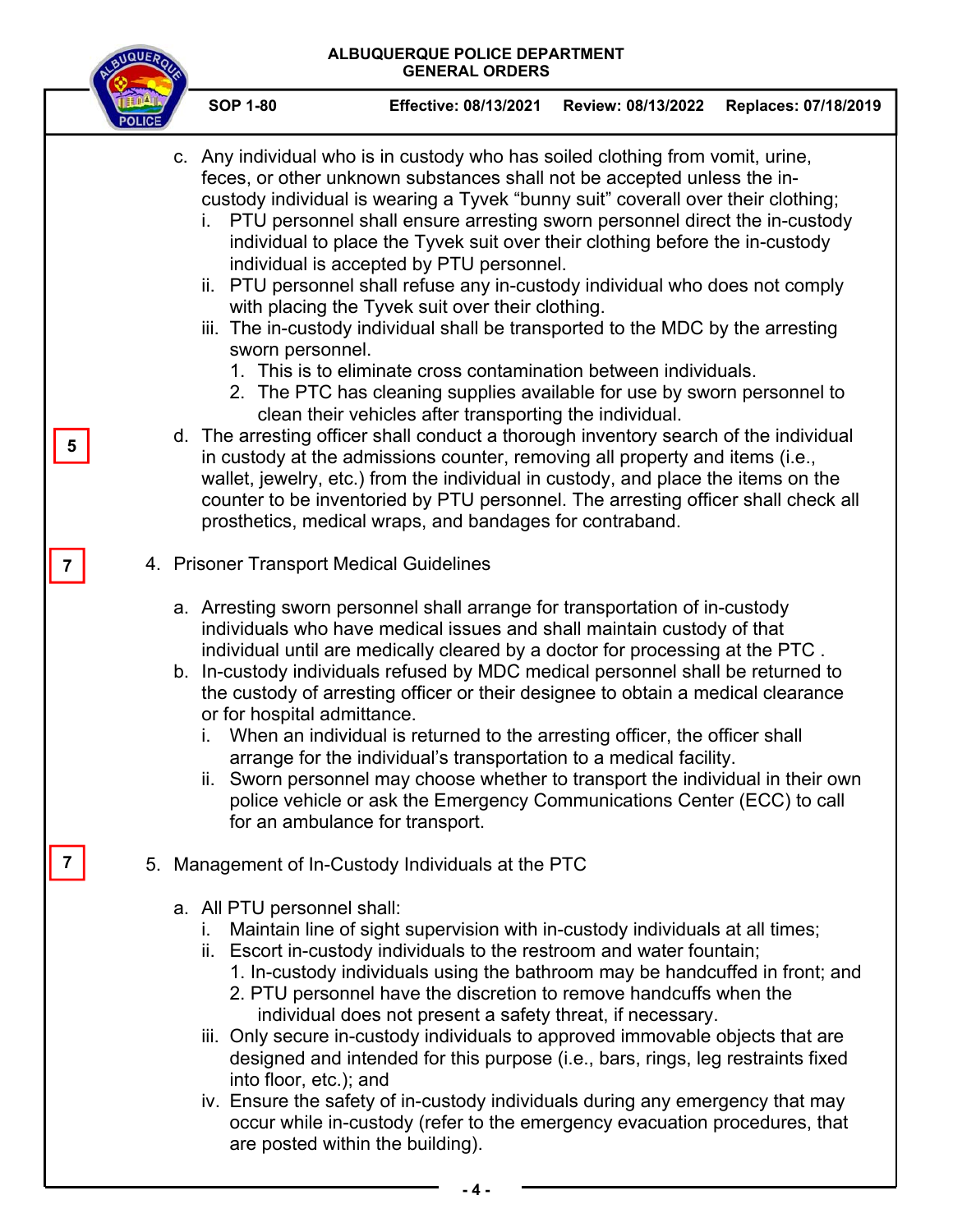c. Any individual who is in custody who has soiled clothing from vomit, urine, feces, or other unknown substances shall not be accepted unless the in-custody individual is wearing a Tyvek "bunny suit" coverall over their clothing;
   - i. PTU personnel shall ensure arresting sworn personnel direct the in-custody individual to place the Tyvek suit over their clothing before the in-custody individual is accepted by PTU personnel.
   - ii. PTU personnel shall refuse any in-custody individual who does not comply with placing the Tyvek suit over their clothing.
   - iii. The in-custody individual shall be transported to the MDC by the arresting sworn personnel.
     1. This is to eliminate cross contamination between individuals.
     2. The PTC has cleaning supplies available for use by sworn personnel to clean their vehicles after transporting the individual.

5

d. The arresting officer shall conduct a thorough inventory search of the individual in custody at the admissions counter, removing all property and items (i.e., wallet, jewelry, etc.) from the individual in custody, and place the items on the counter to be inventoried by PTU personnel. The arresting officer shall check all prosthetics, medical wraps, and bandages for contraband.

7

4. Prisoner Transport Medical Guidelines

   a. Arresting sworn personnel shall arrange for transportation of in-custody individuals who have medical issues and shall maintain custody of that individual until are medically cleared by a doctor for processing at the PTC .
   b. In-custody individuals refused by MDC medical personnel shall be returned to the custody of arresting officer or their designee to obtain a medical clearance or for hospital admittance.
      - i. When an individual is returned to the arresting officer, the officer shall arrange for the individual's transportation to a medical facility.
      - ii. Sworn personnel may choose whether to transport the individual in their own police vehicle or ask the Emergency Communications Center (ECC) to call for an ambulance for transport.

7

5. Management of In-Custody Individuals at the PTC

   a. All PTU personnel shall:
      - i. Maintain line of sight supervision with in-custody individuals at all times;
      - ii. Escort in-custody individuals to the restroom and water fountain;
        1. In-custody individuals using the bathroom may be handcuffed in front; and
        2. PTU personnel have the discretion to remove handcuffs when the individual does not present a safety threat, if necessary.
      - iii. Only secure in-custody individuals to approved immovable objects that are designed and intended for this purpose (i.e., bars, rings, leg restraints fixed into floor, etc.); and
      - iv. Ensure the safety of in-custody individuals during any emergency that may occur while in-custody (refer to the emergency evacuation procedures, that are posted within the building).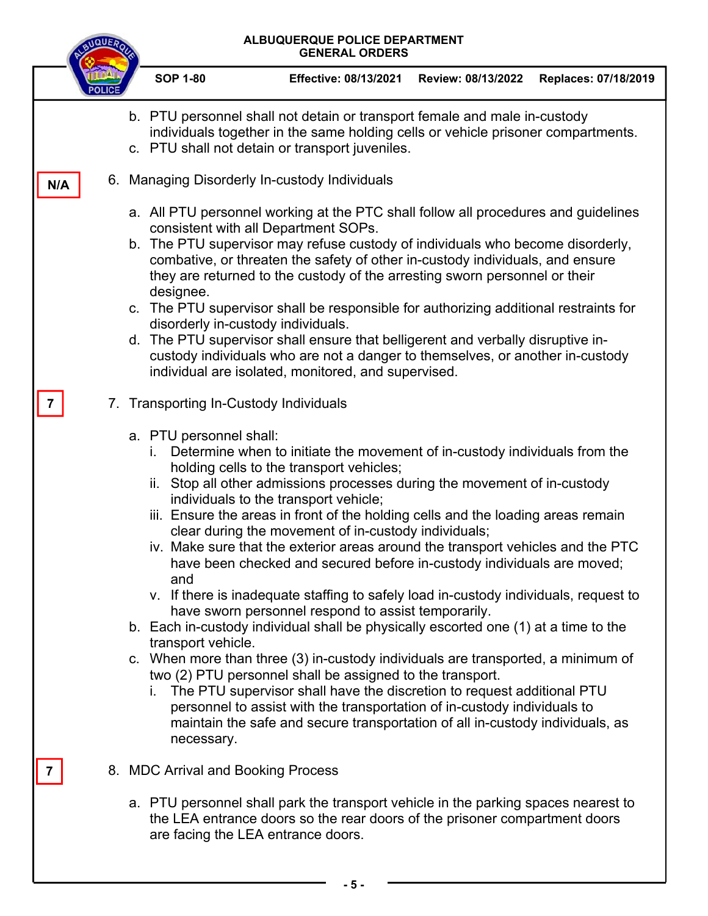b. PTU personnel shall not detain or transport female and male in-custody individuals together in the same holding cells or vehicle prisoner compartments.
c. PTU shall not detain or transport juveniles.

N/A

6. Managing Disorderly In-custody Individuals

   a. All PTU personnel working at the PTC shall follow all procedures and guidelines consistent with all Department SOPs.
   b. The PTU supervisor may refuse custody of individuals who become disorderly, combative, or threaten the safety of other in-custody individuals, and ensure they are returned to the custody of the arresting sworn personnel or their designee.
   c. The PTU supervisor shall be responsible for authorizing additional restraints for disorderly in-custody individuals.
   d. The PTU supervisor shall ensure that belligerent and verbally disruptive in-custody individuals who are not a danger to themselves, or another in-custody individual are isolated, monitored, and supervised.

7

7. Transporting In-Custody Individuals

   a. PTU personnel shall:
      i. Determine when to initiate the movement of in-custody individuals from the holding cells to the transport vehicles;
      ii. Stop all other admissions processes during the movement of in-custody individuals to the transport vehicle;
      iii. Ensure the areas in front of the holding cells and the loading areas remain clear during the movement of in-custody individuals;
      iv. Make sure that the exterior areas around the transport vehicles and the PTC have been checked and secured before in-custody individuals are moved; and
      v. If there is inadequate staffing to safely load in-custody individuals, request to have sworn personnel respond to assist temporarily.
   b. Each in-custody individual shall be physically escorted one (1) at a time to the transport vehicle.
   c. When more than three (3) in-custody individuals are transported, a minimum of two (2) PTU personnel shall be assigned to the transport.
      i. The PTU supervisor shall have the discretion to request additional PTU personnel to assist with the transportation of in-custody individuals to maintain the safe and secure transportation of all in-custody individuals, as necessary.

7

8. MDC Arrival and Booking Process

   a. PTU personnel shall park the transport vehicle in the parking spaces nearest to the LEA entrance doors so the rear doors of the prisoner compartment doors are facing the LEA entrance doors.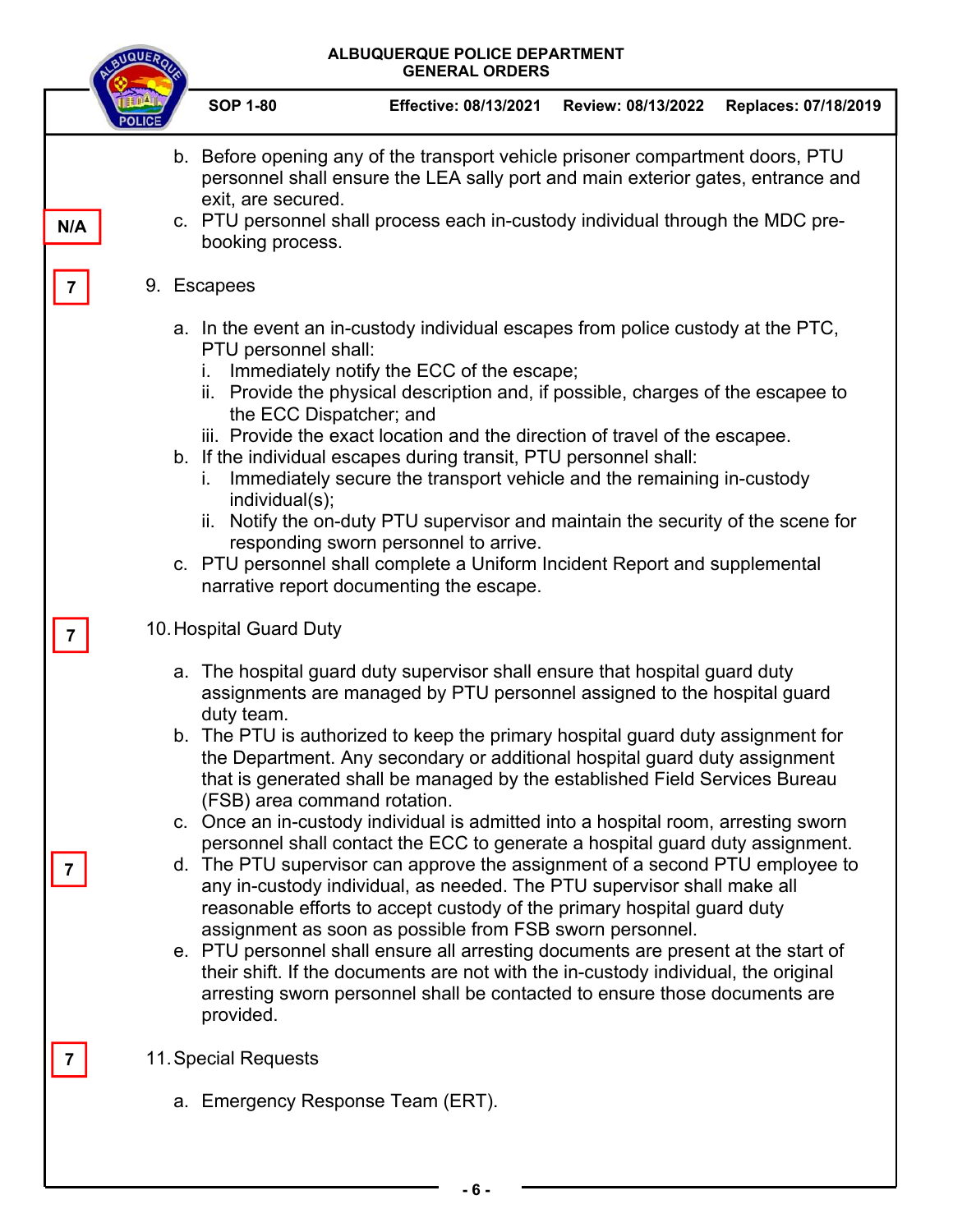b. Before opening any of the transport vehicle prisoner compartment doors, PTU personnel shall ensure the LEA sally port and main exterior gates, entrance and exit, are secured.

N/A

c. PTU personnel shall process each in-custody individual through the MDC pre-booking process.

7

9. Escapees

   a. In the event an in-custody individual escapes from police custody at the PTC, PTU personnel shall:
      i. Immediately notify the ECC of the escape;
      ii. Provide the physical description and, if possible, charges of the escapee to the ECC Dispatcher; and
      iii. Provide the exact location and the direction of travel of the escapee.
   b. If the individual escapes during transit, PTU personnel shall:
      i. Immediately secure the transport vehicle and the remaining in-custody individual(s);
      ii. Notify the on-duty PTU supervisor and maintain the security of the scene for responding sworn personnel to arrive.
   c. PTU personnel shall complete a Uniform Incident Report and supplemental narrative report documenting the escape.

7

10. Hospital Guard Duty

   a. The hospital guard duty supervisor shall ensure that hospital guard duty assignments are managed by PTU personnel assigned to the hospital guard duty team.
   b. The PTU is authorized to keep the primary hospital guard duty assignment for the Department. Any secondary or additional hospital guard duty assignment that is generated shall be managed by the established Field Services Bureau (FSB) area command rotation.
   c. Once an in-custody individual is admitted into a hospital room, arresting sworn personnel shall contact the ECC to generate a hospital guard duty assignment.

7

   d. The PTU supervisor can approve the assignment of a second PTU employee to any in-custody individual, as needed. The PTU supervisor shall make all reasonable efforts to accept custody of the primary hospital guard duty assignment as soon as possible from FSB sworn personnel.
   e. PTU personnel shall ensure all arresting documents are present at the start of their shift. If the documents are not with the in-custody individual, the original arresting sworn personnel shall be contacted to ensure those documents are provided.

7

11. Special Requests

   a. Emergency Response Team (ERT).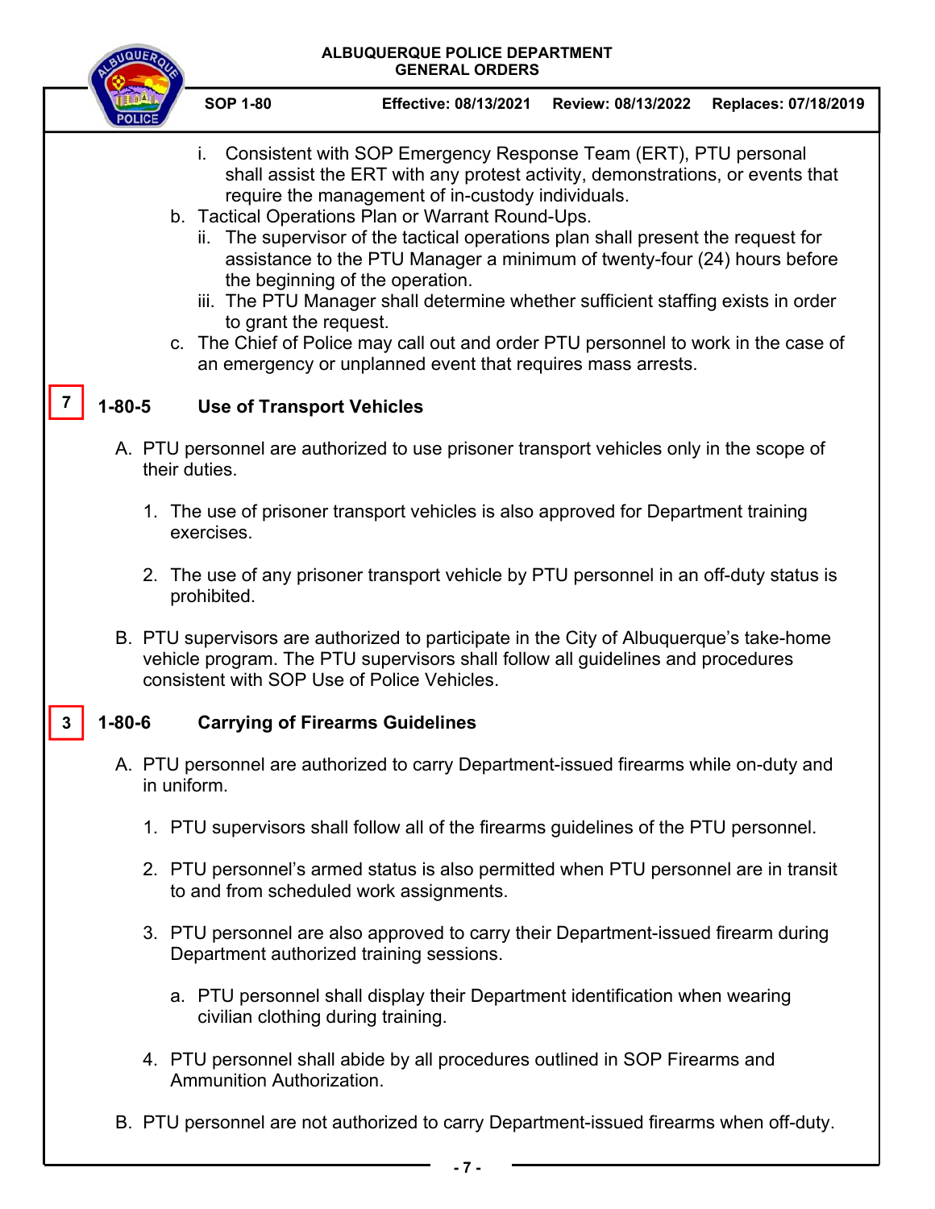i. Consistent with SOP Emergency Response Team (ERT), PTU personal shall assist the ERT with any protest activity, demonstrations, or events that require the management of in-custody individuals.

b. Tactical Operations Plan or Warrant Round-Ups.

ii. The supervisor of the tactical operations plan shall present the request for assistance to the PTU Manager a minimum of twenty-four (24) hours before the beginning of the operation.

iii. The PTU Manager shall determine whether sufficient staffing exists in order to grant the request.

c. The Chief of Police may call out and order PTU personnel to work in the case of an emergency or unplanned event that requires mass arrests.

## 7 1-80-5 Use of Transport Vehicles

A. PTU personnel are authorized to use prisoner transport vehicles only in the scope of their duties.

1. The use of prisoner transport vehicles is also approved for Department training exercises.

2. The use of any prisoner transport vehicle by PTU personnel in an off-duty status is prohibited.

B. PTU supervisors are authorized to participate in the City of Albuquerque's take-home vehicle program. The PTU supervisors shall follow all guidelines and procedures consistent with SOP Use of Police Vehicles.

## 3 1-80-6 Carrying of Firearms Guidelines

A. PTU personnel are authorized to carry Department-issued firearms while on-duty and in uniform.

1. PTU supervisors shall follow all of the firearms guidelines of the PTU personnel.

2. PTU personnel's armed status is also permitted when PTU personnel are in transit to and from scheduled work assignments.

3. PTU personnel are also approved to carry their Department-issued firearm during Department authorized training sessions.

   a. PTU personnel shall display their Department identification when wearing civilian clothing during training.

4. PTU personnel shall abide by all procedures outlined in SOP Firearms and Ammunition Authorization.

B. PTU personnel are not authorized to carry Department-issued firearms when off-duty.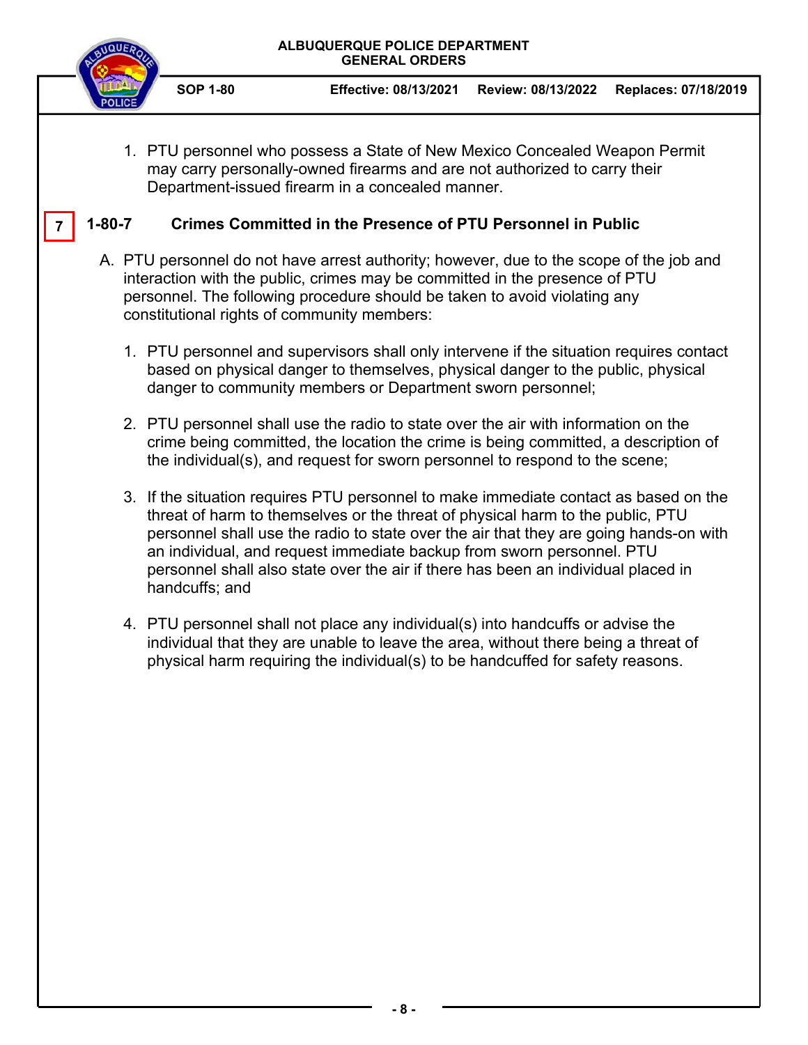1. PTU personnel who possess a State of New Mexico Concealed Weapon Permit may carry personally-owned firearms and are not authorized to carry their Department-issued firearm in a concealed manner.

## 7 1-80-7 Crimes Committed in the Presence of PTU Personnel in Public

A. PTU personnel do not have arrest authority; however, due to the scope of the job and interaction with the public, crimes may be committed in the presence of PTU personnel. The following procedure should be taken to avoid violating any constitutional rights of community members:

1. PTU personnel and supervisors shall only intervene if the situation requires contact based on physical danger to themselves, physical danger to the public, physical danger to community members or Department sworn personnel;

2. PTU personnel shall use the radio to state over the air with information on the crime being committed, the location the crime is being committed, a description of the individual(s), and request for sworn personnel to respond to the scene;

3. If the situation requires PTU personnel to make immediate contact as based on the threat of harm to themselves or the threat of physical harm to the public, PTU personnel shall use the radio to state over the air that they are going hands-on with an individual, and request immediate backup from sworn personnel. PTU personnel shall also state over the air if there has been an individual placed in handcuffs; and

4. PTU personnel shall not place any individual(s) into handcuffs or advise the individual that they are unable to leave the area, without there being a threat of physical harm requiring the individual(s) to be handcuffed for safety reasons.